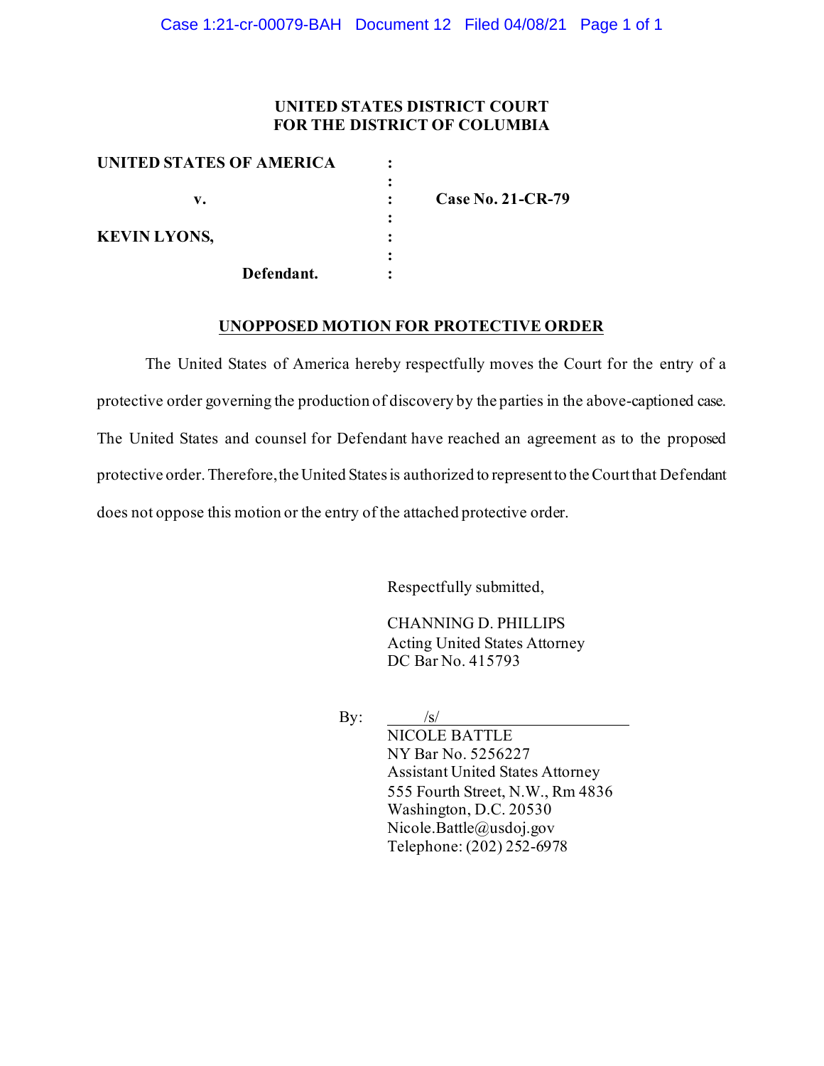**UNITED STATES DISTRICT COURT**
**FOR THE DISTRICT OF COLUMBIA**

| | | |
|---|---|---|
| **UNITED STATES OF AMERICA** | : | |
| | : | |
| **v.** | : | **Case No. 21-CR-79** |
| | : | |
| **KEVIN LYONS,** | : | |
| | : | |
| **Defendant.** | : | |

**UNOPPOSED MOTION FOR PROTECTIVE ORDER**

The United States of America hereby respectfully moves the Court for the entry of a protective order governing the production of discovery by the parties in the above-captioned case. The United States and counsel for Defendant have reached an agreement as to the proposed protective order. Therefore, the United States is authorized to represent to the Court that Defendant does not oppose this motion or the entry of the attached protective order.

Respectfully submitted,

CHANNING D. PHILLIPS
Acting United States Attorney
DC Bar No. 415793

By: /s/
NICOLE BATTLE
NY Bar No. 5256227
Assistant United States Attorney
555 Fourth Street, N.W., Rm 4836
Washington, D.C. 20530
Nicole.Battle@usdoj.gov
Telephone: (202) 252-6978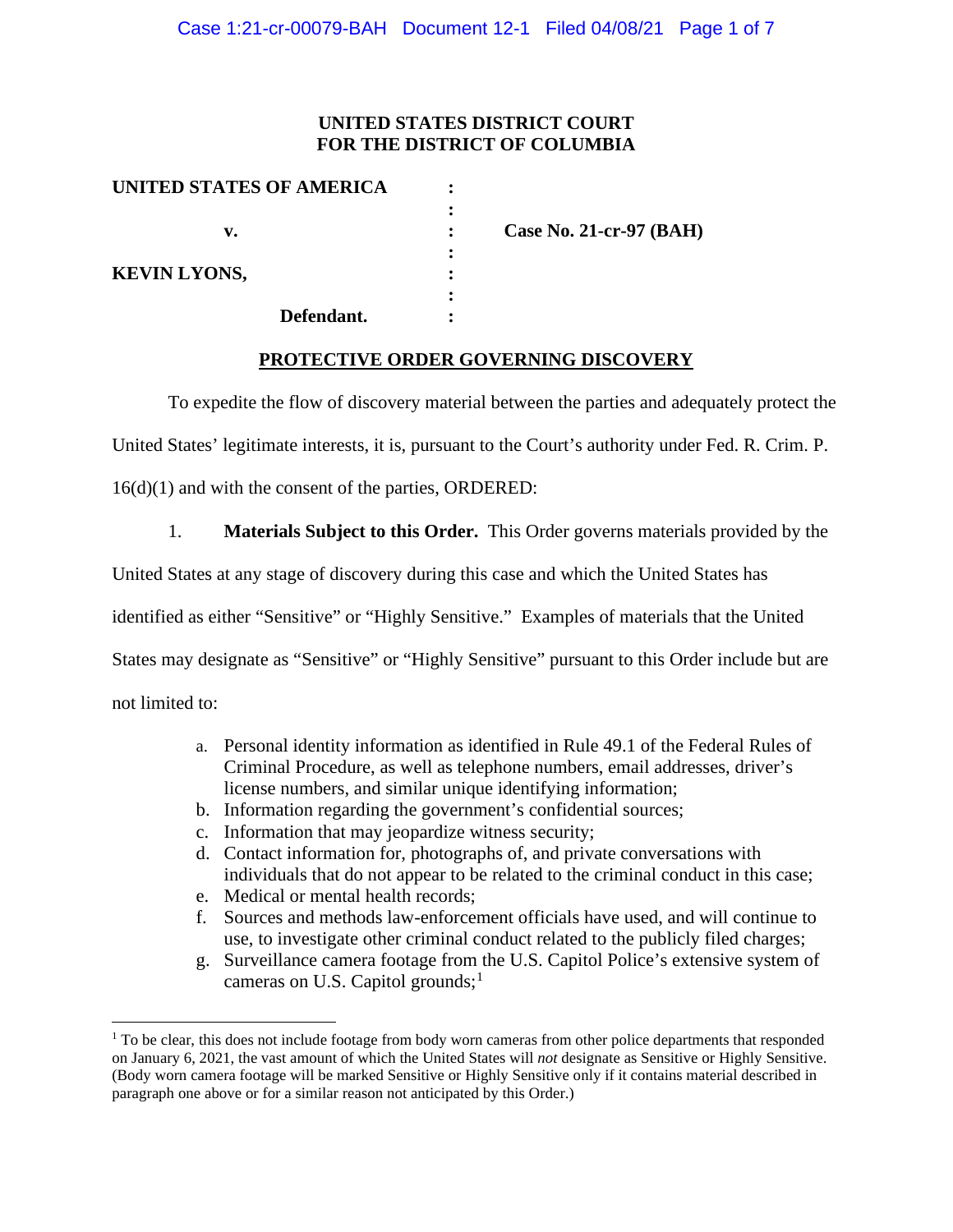**UNITED STATES DISTRICT COURT**
**FOR THE DISTRICT OF COLUMBIA**

| | | |
|---|---|---|
| **UNITED STATES OF AMERICA** | : | |
| | : | |
| **v.** | : | **Case No. 21-cr-97 (BAH)** |
| | : | |
| **KEVIN LYONS,** | : | |
| | : | |
| **Defendant.** | : | |

## PROTECTIVE ORDER GOVERNING DISCOVERY

To expedite the flow of discovery material between the parties and adequately protect the United States' legitimate interests, it is, pursuant to the Court's authority under Fed. R. Crim. P. 16(d)(1) and with the consent of the parties, ORDERED:

1. **Materials Subject to this Order.** This Order governs materials provided by the United States at any stage of discovery during this case and which the United States has identified as either "Sensitive" or "Highly Sensitive." Examples of materials that the United States may designate as "Sensitive" or "Highly Sensitive" pursuant to this Order include but are not limited to:

   a. Personal identity information as identified in Rule 49.1 of the Federal Rules of Criminal Procedure, as well as telephone numbers, email addresses, driver's license numbers, and similar unique identifying information;
   b. Information regarding the government's confidential sources;
   c. Information that may jeopardize witness security;
   d. Contact information for, photographs of, and private conversations with individuals that do not appear to be related to the criminal conduct in this case;
   e. Medical or mental health records;
   f. Sources and methods law-enforcement officials have used, and will continue to use, to investigate other criminal conduct related to the publicly filed charges;
   g. Surveillance camera footage from the U.S. Capitol Police's extensive system of cameras on U.S. Capitol grounds;[1]

[1] To be clear, this does not include footage from body worn cameras from other police departments that responded on January 6, 2021, the vast amount of which the United States will *not* designate as Sensitive or Highly Sensitive. (Body worn camera footage will be marked Sensitive or Highly Sensitive only if it contains material described in paragraph one above or for a similar reason not anticipated by this Order.)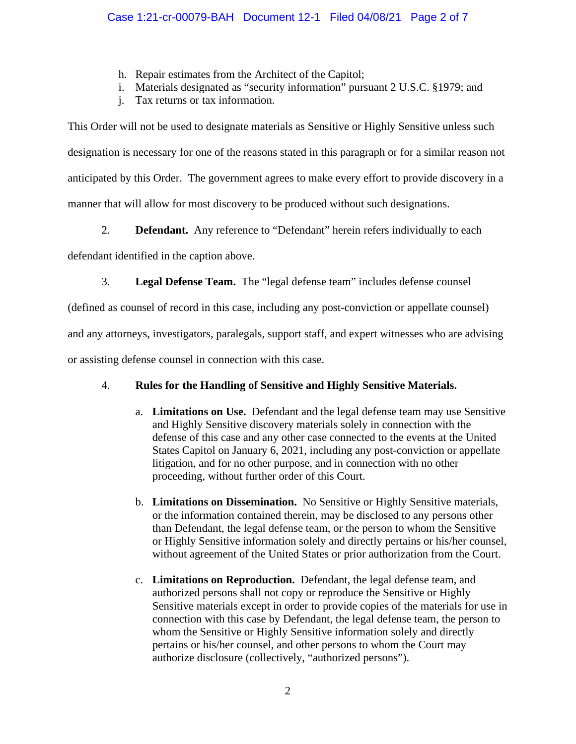h. Repair estimates from the Architect of the Capitol;
i. Materials designated as "security information" pursuant 2 U.S.C. §1979; and
j. Tax returns or tax information.

This Order will not be used to designate materials as Sensitive or Highly Sensitive unless such designation is necessary for one of the reasons stated in this paragraph or for a similar reason not anticipated by this Order. The government agrees to make every effort to provide discovery in a manner that will allow for most discovery to be produced without such designations.

2. **Defendant.** Any reference to "Defendant" herein refers individually to each defendant identified in the caption above.

3. **Legal Defense Team.** The "legal defense team" includes defense counsel (defined as counsel of record in this case, including any post-conviction or appellate counsel) and any attorneys, investigators, paralegals, support staff, and expert witnesses who are advising or assisting defense counsel in connection with this case.

4. **Rules for the Handling of Sensitive and Highly Sensitive Materials.**

   a. **Limitations on Use.** Defendant and the legal defense team may use Sensitive and Highly Sensitive discovery materials solely in connection with the defense of this case and any other case connected to the events at the United States Capitol on January 6, 2021, including any post-conviction or appellate litigation, and for no other purpose, and in connection with no other proceeding, without further order of this Court.

   b. **Limitations on Dissemination.** No Sensitive or Highly Sensitive materials, or the information contained therein, may be disclosed to any persons other than Defendant, the legal defense team, or the person to whom the Sensitive or Highly Sensitive information solely and directly pertains or his/her counsel, without agreement of the United States or prior authorization from the Court.

   c. **Limitations on Reproduction.** Defendant, the legal defense team, and authorized persons shall not copy or reproduce the Sensitive or Highly Sensitive materials except in order to provide copies of the materials for use in connection with this case by Defendant, the legal defense team, the person to whom the Sensitive or Highly Sensitive information solely and directly pertains or his/her counsel, and other persons to whom the Court may authorize disclosure (collectively, "authorized persons").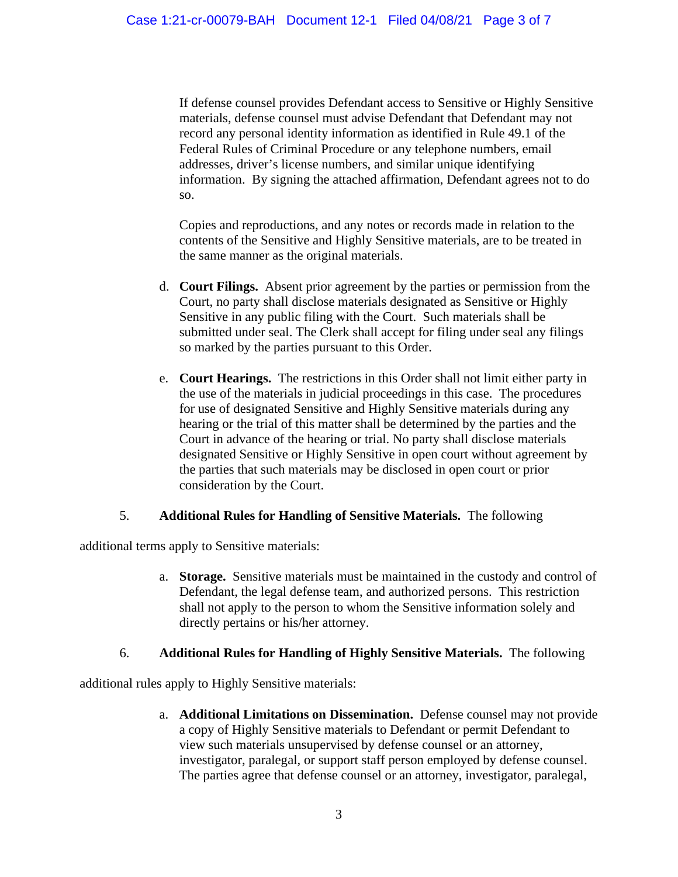If defense counsel provides Defendant access to Sensitive or Highly Sensitive materials, defense counsel must advise Defendant that Defendant may not record any personal identity information as identified in Rule 49.1 of the Federal Rules of Criminal Procedure or any telephone numbers, email addresses, driver's license numbers, and similar unique identifying information. By signing the attached affirmation, Defendant agrees not to do so.

Copies and reproductions, and any notes or records made in relation to the contents of the Sensitive and Highly Sensitive materials, are to be treated in the same manner as the original materials.

d. **Court Filings.** Absent prior agreement by the parties or permission from the Court, no party shall disclose materials designated as Sensitive or Highly Sensitive in any public filing with the Court. Such materials shall be submitted under seal. The Clerk shall accept for filing under seal any filings so marked by the parties pursuant to this Order.

e. **Court Hearings.** The restrictions in this Order shall not limit either party in the use of the materials in judicial proceedings in this case. The procedures for use of designated Sensitive and Highly Sensitive materials during any hearing or the trial of this matter shall be determined by the parties and the Court in advance of the hearing or trial. No party shall disclose materials designated Sensitive or Highly Sensitive in open court without agreement by the parties that such materials may be disclosed in open court or prior consideration by the Court.

5. **Additional Rules for Handling of Sensitive Materials.** The following additional terms apply to Sensitive materials:

a. **Storage.** Sensitive materials must be maintained in the custody and control of Defendant, the legal defense team, and authorized persons. This restriction shall not apply to the person to whom the Sensitive information solely and directly pertains or his/her attorney.

6. **Additional Rules for Handling of Highly Sensitive Materials.** The following additional rules apply to Highly Sensitive materials:

a. **Additional Limitations on Dissemination.** Defense counsel may not provide a copy of Highly Sensitive materials to Defendant or permit Defendant to view such materials unsupervised by defense counsel or an attorney, investigator, paralegal, or support staff person employed by defense counsel. The parties agree that defense counsel or an attorney, investigator, paralegal,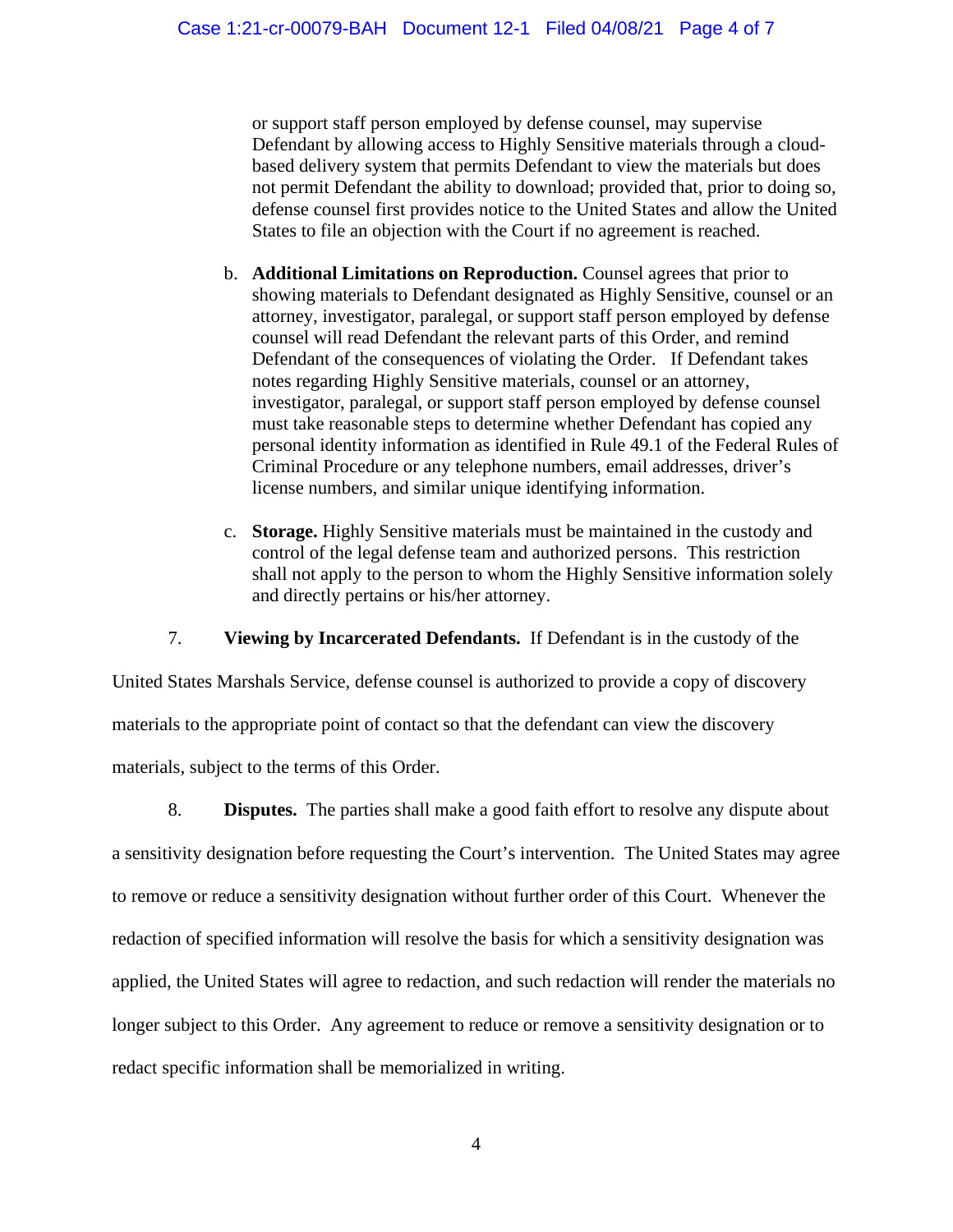or support staff person employed by defense counsel, may supervise Defendant by allowing access to Highly Sensitive materials through a cloud-based delivery system that permits Defendant to view the materials but does not permit Defendant the ability to download; provided that, prior to doing so, defense counsel first provides notice to the United States and allow the United States to file an objection with the Court if no agreement is reached.

b. **Additional Limitations on Reproduction.** Counsel agrees that prior to showing materials to Defendant designated as Highly Sensitive, counsel or an attorney, investigator, paralegal, or support staff person employed by defense counsel will read Defendant the relevant parts of this Order, and remind Defendant of the consequences of violating the Order. If Defendant takes notes regarding Highly Sensitive materials, counsel or an attorney, investigator, paralegal, or support staff person employed by defense counsel must take reasonable steps to determine whether Defendant has copied any personal identity information as identified in Rule 49.1 of the Federal Rules of Criminal Procedure or any telephone numbers, email addresses, driver's license numbers, and similar unique identifying information.

c. **Storage.** Highly Sensitive materials must be maintained in the custody and control of the legal defense team and authorized persons. This restriction shall not apply to the person to whom the Highly Sensitive information solely and directly pertains or his/her attorney.

7. **Viewing by Incarcerated Defendants.** If Defendant is in the custody of the United States Marshals Service, defense counsel is authorized to provide a copy of discovery materials to the appropriate point of contact so that the defendant can view the discovery materials, subject to the terms of this Order.

8. **Disputes.** The parties shall make a good faith effort to resolve any dispute about a sensitivity designation before requesting the Court's intervention. The United States may agree to remove or reduce a sensitivity designation without further order of this Court. Whenever the redaction of specified information will resolve the basis for which a sensitivity designation was applied, the United States will agree to redaction, and such redaction will render the materials no longer subject to this Order. Any agreement to reduce or remove a sensitivity designation or to redact specific information shall be memorialized in writing.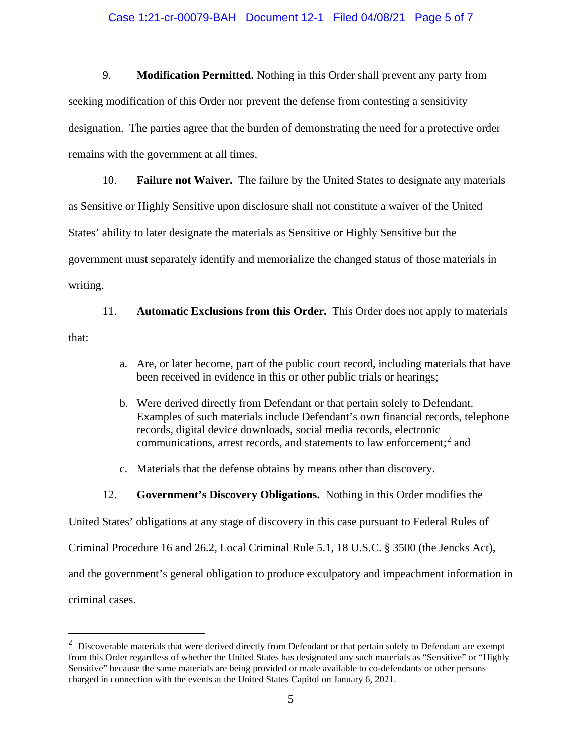9. **Modification Permitted.** Nothing in this Order shall prevent any party from seeking modification of this Order nor prevent the defense from contesting a sensitivity designation. The parties agree that the burden of demonstrating the need for a protective order remains with the government at all times.

10. **Failure not Waiver.** The failure by the United States to designate any materials as Sensitive or Highly Sensitive upon disclosure shall not constitute a waiver of the United States' ability to later designate the materials as Sensitive or Highly Sensitive but the government must separately identify and memorialize the changed status of those materials in writing.

11. **Automatic Exclusions from this Order.** This Order does not apply to materials that:

   a. Are, or later become, part of the public court record, including materials that have been received in evidence in this or other public trials or hearings;

   b. Were derived directly from Defendant or that pertain solely to Defendant. Examples of such materials include Defendant's own financial records, telephone records, digital device downloads, social media records, electronic communications, arrest records, and statements to law enforcement;[2] and

   c. Materials that the defense obtains by means other than discovery.

12. **Government's Discovery Obligations.** Nothing in this Order modifies the United States' obligations at any stage of discovery in this case pursuant to Federal Rules of Criminal Procedure 16 and 26.2, Local Criminal Rule 5.1, 18 U.S.C. § 3500 (the Jencks Act), and the government's general obligation to produce exculpatory and impeachment information in criminal cases.

---

[2] Discoverable materials that were derived directly from Defendant or that pertain solely to Defendant are exempt from this Order regardless of whether the United States has designated any such materials as "Sensitive" or "Highly Sensitive" because the same materials are being provided or made available to co-defendants or other persons charged in connection with the events at the United States Capitol on January 6, 2021.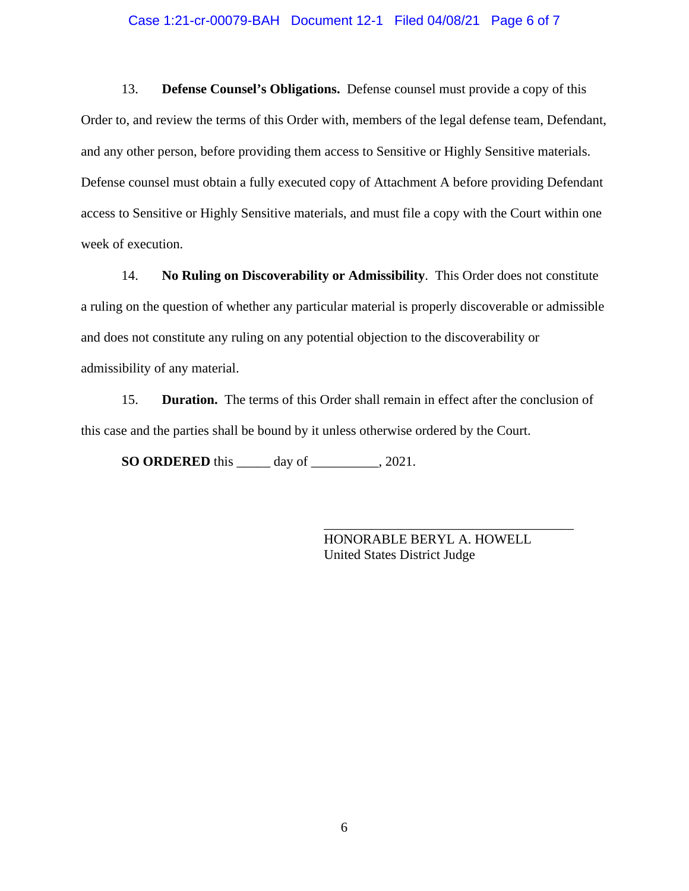13. **Defense Counsel's Obligations.** Defense counsel must provide a copy of this Order to, and review the terms of this Order with, members of the legal defense team, Defendant, and any other person, before providing them access to Sensitive or Highly Sensitive materials. Defense counsel must obtain a fully executed copy of Attachment A before providing Defendant access to Sensitive or Highly Sensitive materials, and must file a copy with the Court within one week of execution.

14. **No Ruling on Discoverability or Admissibility**. This Order does not constitute a ruling on the question of whether any particular material is properly discoverable or admissible and does not constitute any ruling on any potential objection to the discoverability or admissibility of any material.

15. **Duration.** The terms of this Order shall remain in effect after the conclusion of this case and the parties shall be bound by it unless otherwise ordered by the Court.

**SO ORDERED** this _____ day of __________, 2021.

___________________________________
HONORABLE BERYL A. HOWELL
United States District Judge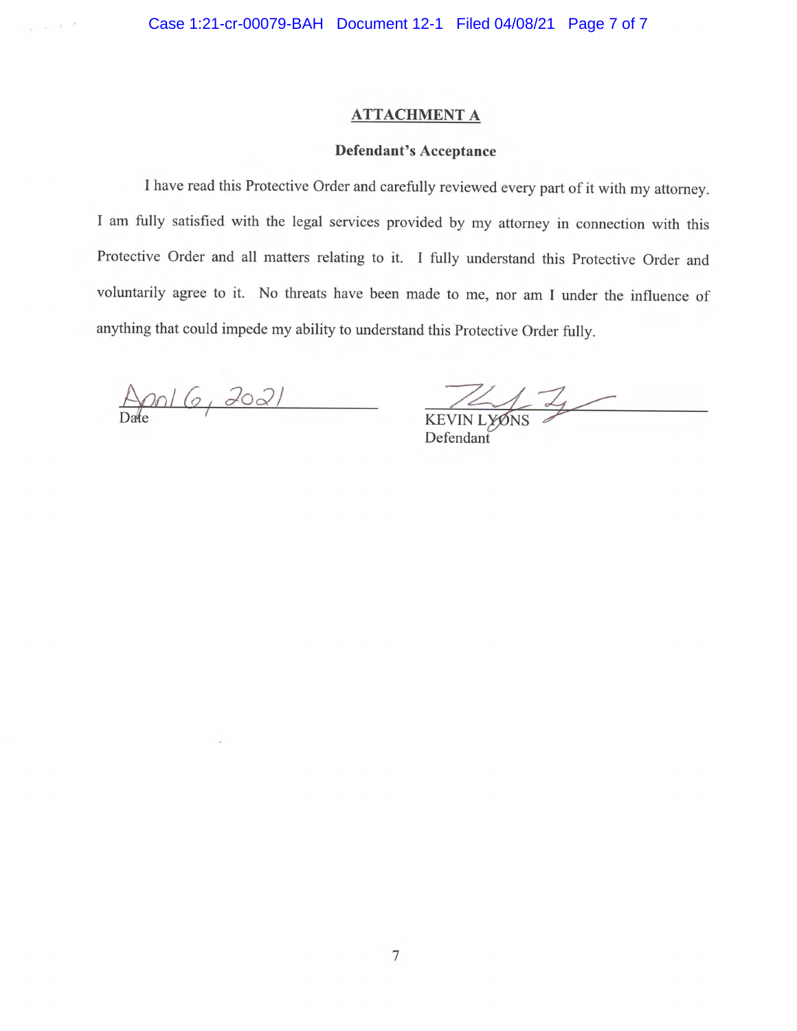## ATTACHMENT A

**Defendant's Acceptance**

I have read this Protective Order and carefully reviewed every part of it with my attorney. I am fully satisfied with the legal services provided by my attorney in connection with this Protective Order and all matters relating to it. I fully understand this Protective Order and voluntarily agree to it. No threats have been made to me, nor am I under the influence of anything that could impede my ability to understand this Protective Order fully.

April 6, 2021
Date

KEVIN LYONS
Defendant